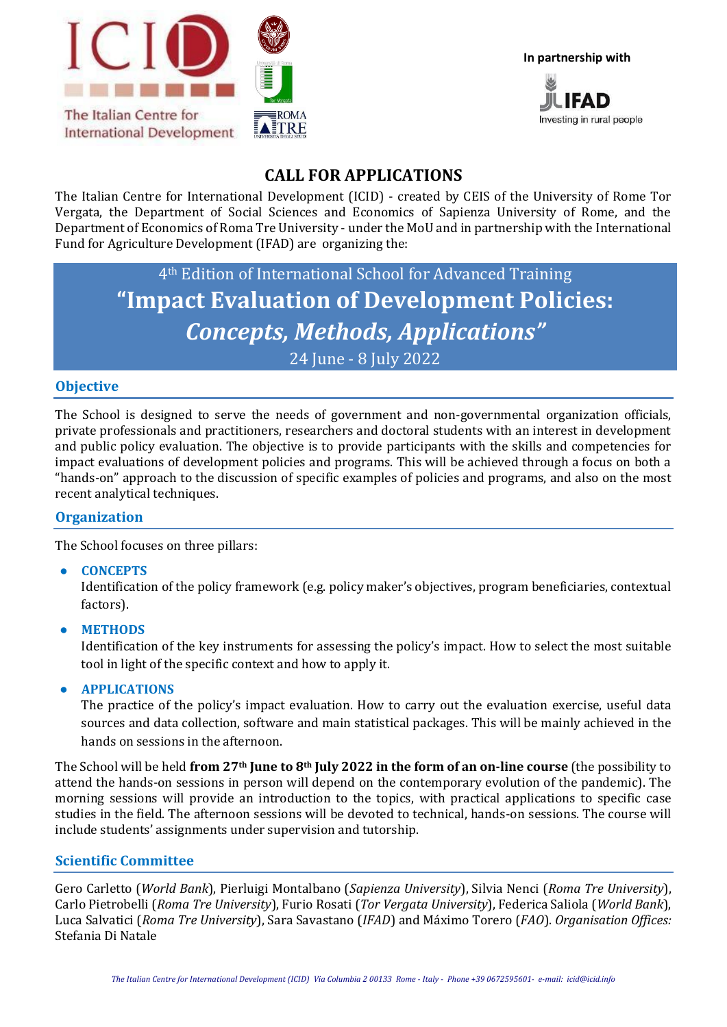In partnership with

# CALL FOR APPLICATIONS

The Italian Centre for International Development (ICID) - created by CEIS of the University of Rome Tor Vergata, the Department of Social Sciences and Economics of Sapienza University of Rome, and the Department of Economics of Roma Tre University - under the MoU and in partnership with the International Fund for Agriculture Development (IFAD) are organizing the:

4th Edition of International School for Advanced Training

# "Impact Evaluation of Development Policies: *Concepts, Methods, Applications*"

24 June - 8 July 2022

## Objective

The School is designed to serve the needs of government and non-governmental organization officials, private professionals and practitioners, researchers and doctoral students with an interest in development and public policy evaluation. The objective is to provide participants with the skills and competencies for impact evaluations of development policies and programs. This will be achieved through a focus on both a "hands-on" approach to the discussion of specific examples of policies and programs, and also on the most recent analytical techniques.

## Organization

The School focuses on three pillars:

- **CONCEPTS**
  Identification of the policy framework (e.g. policy maker's objectives, program beneficiaries, contextual factors).
- **METHODS**
  Identification of the key instruments for assessing the policy's impact. How to select the most suitable tool in light of the specific context and how to apply it.
- **APPLICATIONS**
  The practice of the policy's impact evaluation. How to carry out the evaluation exercise, useful data sources and data collection, software and main statistical packages. This will be mainly achieved in the hands on sessions in the afternoon.

The School will be held **from 27th June to 8th July 2022 in the form of an on-line course** (the possibility to attend the hands-on sessions in person will depend on the contemporary evolution of the pandemic). The morning sessions will provide an introduction to the topics, with practical applications to specific case studies in the field. The afternoon sessions will be devoted to technical, hands-on sessions. The course will include students' assignments under supervision and tutorship.

## Scientific Committee

Gero Carletto (*World Bank*), Pierluigi Montalbano (*Sapienza University*), Silvia Nenci (*Roma Tre University*), Carlo Pietrobelli (*Roma Tre University*), Furio Rosati (*Tor Vergata University*), Federica Saliola (*World Bank*), Luca Salvatici (*Roma Tre University*), Sara Savastano (*IFAD*) and Máximo Torero (*FAO*). *Organisation Offices:* Stefania Di Natale

*The Italian Centre for International Development (ICID) Via Columbia 2 00133 Rome - Italy - Phone +39 0672595601- e-mail: icid@icid.info*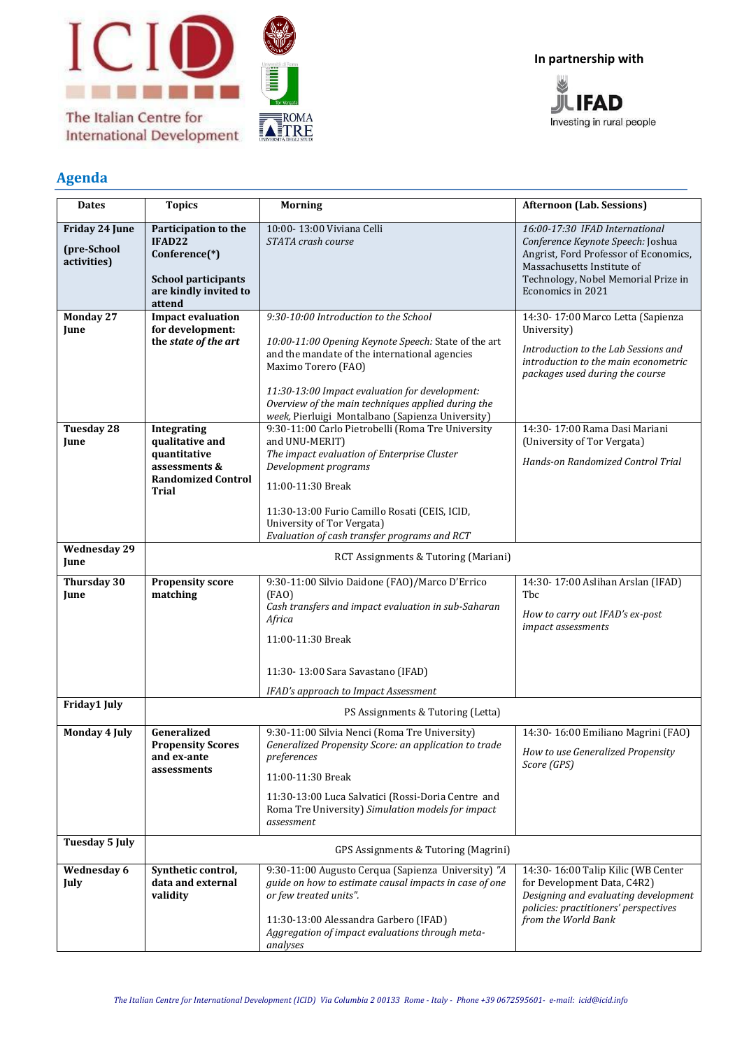In partnership with

## Agenda

| Dates | Topics | Morning | Afternoon (Lab. Sessions) |
|---|---|---|---|
| **Friday 24 June** <br> **(pre-School activities)** | **Participation to the IFAD22 Conference(*)** <br><br> **School participants are kindly invited to attend** | 10:00- 13:00 Viviana Celli <br> *STATA crash course* | *16:00-17:30 IFAD International Conference Keynote Speech:* Joshua Angrist, Ford Professor of Economics, Massachusetts Institute of Technology, Nobel Memorial Prize in Economics in 2021 |
| **Monday 27 June** | **Impact evaluation for development: the *state of the art*** | *9:30-10:00 Introduction to the School* <br><br> *10:00-11:00 Opening Keynote Speech:* State of the art and the mandate of the international agencies Maximo Torero (FAO) <br><br> *11:30-13:00 Impact evaluation for development: Overview of the main techniques applied during the week,* Pierluigi Montalbano (Sapienza University) | 14:30- 17:00 Marco Letta (Sapienza University) <br><br> *Introduction to the Lab Sessions and introduction to the main econometric packages used during the course* |
| **Tuesday 28 June** | **Integrating qualitative and quantitative assessments & Randomized Control Trial** | 9:30-11:00 Carlo Pietrobelli (Roma Tre University and UNU-MERIT) <br> *The impact evaluation of Enterprise Cluster Development programs* <br><br> 11:00-11:30 Break <br><br> 11:30-13:00 Furio Camillo Rosati (CEIS, ICID, University of Tor Vergata) <br> *Evaluation of cash transfer programs and RCT* | 14:30- 17:00 Rama Dasi Mariani (University of Tor Vergata) <br><br> *Hands-on Randomized Control Trial* |
| **Wednesday 29 June** | RCT Assignments & Tutoring (Mariani) | | |
| **Thursday 30 June** | **Propensity score matching** | 9:30-11:00 Silvio Daidone (FAO)/Marco D'Errico (FAO) <br> *Cash transfers and impact evaluation in sub-Saharan Africa* <br><br> 11:00-11:30 Break <br><br> 11:30- 13:00 Sara Savastano (IFAD) <br><br> *IFAD's approach to Impact Assessment* | 14:30- 17:00 Aslihan Arslan (IFAD) Tbc <br><br> *How to carry out IFAD's ex-post impact assessments* |
| **Friday1 July** | PS Assignments & Tutoring (Letta) | | |
| **Monday 4 July** | **Generalized Propensity Scores and ex-ante assessments** | 9:30-11:00 Silvia Nenci (Roma Tre University) <br> *Generalized Propensity Score: an application to trade preferences* <br><br> 11:00-11:30 Break <br><br> 11:30-13:00 Luca Salvatici (Rossi-Doria Centre and Roma Tre University) *Simulation models for impact assessment* | 14:30- 16:00 Emiliano Magrini (FAO) <br><br> *How to use Generalized Propensity Score (GPS)* |
| **Tuesday 5 July** | GPS Assignments & Tutoring (Magrini) | | |
| **Wednesday 6 July** | **Synthetic control, data and external validity** | 9:30-11:00 Augusto Cerqua (Sapienza University) *"A guide on how to estimate causal impacts in case of one or few treated units".* <br><br> 11:30-13:00 Alessandra Garbero (IFAD) <br> *Aggregation of impact evaluations through meta-analyses* | 14:30- 16:00 Talip Kilic (WB Center for Development Data, C4R2) <br> *Designing and evaluating development policies: practitioners' perspectives from the World Bank* |

*The Italian Centre for International Development (ICID) Via Columbia 2 00133 Rome - Italy - Phone +39 0672595601- e-mail: icid@icid.info*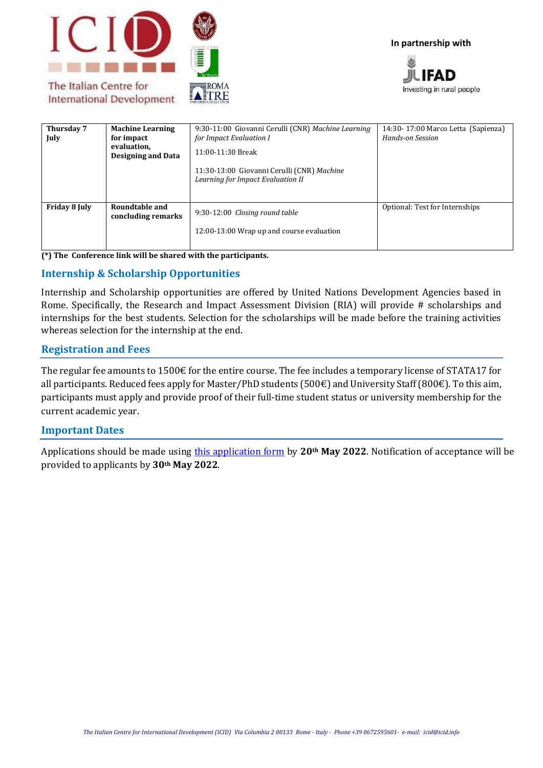| | | | |
|---|---|---|---|
| **Thursday 7 July** | **Machine Learning for impact evaluation, Designing and Data** | 9:30-11:00 Giovanni Cerulli (CNR) *Machine Learning for Impact Evaluation I*<br><br>11:00-11:30 Break<br><br>11:30-13:00 Giovanni Cerulli (CNR) *Machine Learning for Impact Evaluation II* | 14:30- 17:00 Marco Letta (Sapienza) *Hands-on Session* |
| **Friday 8 July** | **Roundtable and concluding remarks** | 9:30-12:00 *Closing round table*<br><br>12:00-13:00 Wrap up and course evaluation | Optional: Test for Internships |

**(*) The Conference link will be shared with the participants.**

## Internship & Scholarship Opportunities

Internship and Scholarship opportunities are offered by United Nations Development Agencies based in Rome. Specifically, the Research and Impact Assessment Division (RIA) will provide # scholarships and internships for the best students. Selection for the scholarships will be made before the training activities whereas selection for the internship at the end.

## Registration and Fees

The regular fee amounts to 1500€ for the entire course. The fee includes a temporary license of STATA17 for all participants. Reduced fees apply for Master/PhD students (500€) and University Staff (800€). To this aim, participants must apply and provide proof of their full-time student status or university membership for the current academic year.

## Important Dates

Applications should be made using this application form by **20th May 2022**. Notification of acceptance will be provided to applicants by **30th May 2022**.